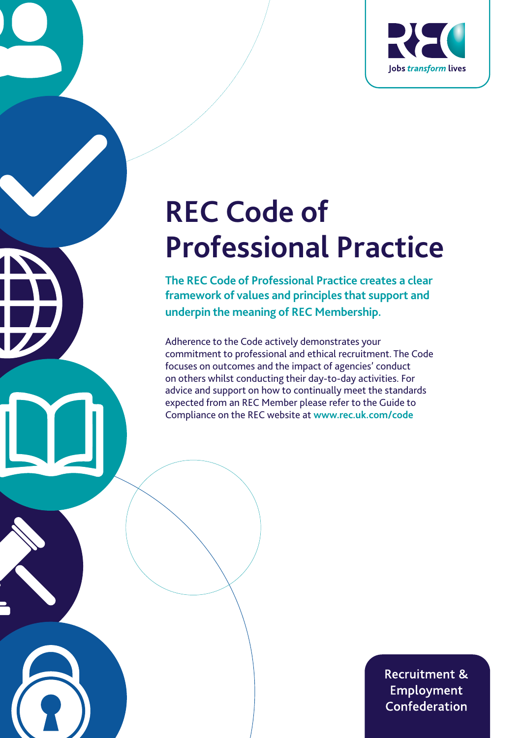# REC Code of Professional Practice

**The REC Code of Professional Practice creates a clear framework of values and principles that support and underpin the meaning of REC Membership.**

Adherence to the Code actively demonstrates your commitment to professional and ethical recruitment. The Code focuses on outcomes and the impact of agencies' conduct on others whilst conducting their day-to-day activities. For advice and support on how to continually meet the standards expected from an REC Member please refer to the Guide to Compliance on the REC website at **www.rec.uk.com/code**

Recruitment & Employment Confederation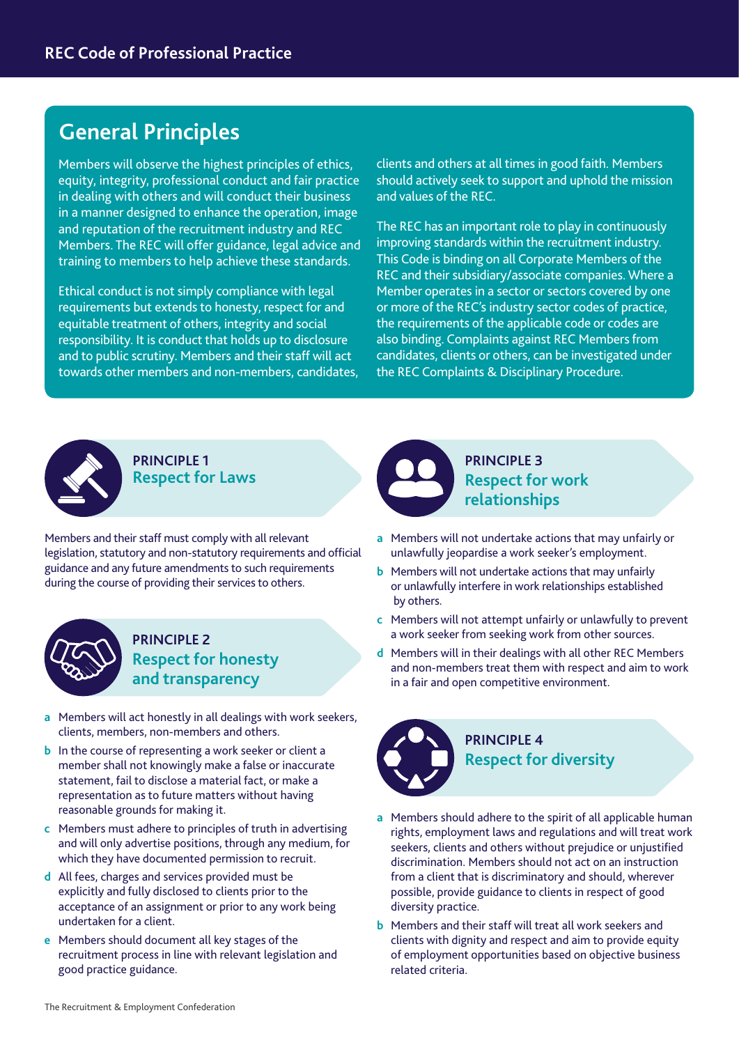## General Principles

Members will observe the highest principles of ethics, equity, integrity, professional conduct and fair practice in dealing with others and will conduct their business in a manner designed to enhance the operation, image and reputation of the recruitment industry and REC Members. The REC will offer guidance, legal advice and training to members to help achieve these standards.

Ethical conduct is not simply compliance with legal requirements but extends to honesty, respect for and equitable treatment of others, integrity and social responsibility. It is conduct that holds up to disclosure and to public scrutiny. Members and their staff will act towards other members and non-members, candidates, clients and others at all times in good faith. Members should actively seek to support and uphold the mission and values of the REC.

The REC has an important role to play in continuously improving standards within the recruitment industry. This Code is binding on all Corporate Members of the REC and their subsidiary/associate companies. Where a Member operates in a sector or sectors covered by one or more of the REC's industry sector codes of practice, the requirements of the applicable code or codes are also binding. Complaints against REC Members from candidates, clients or others, can be investigated under the REC Complaints & Disciplinary Procedure.

### PRINCIPLE 1
### Respect for Laws

Members and their staff must comply with all relevant legislation, statutory and non-statutory requirements and official guidance and any future amendments to such requirements during the course of providing their services to others.

### PRINCIPLE 2
### Respect for honesty and transparency

a. Members will act honestly in all dealings with work seekers, clients, members, non-members and others.
b. In the course of representing a work seeker or client a member shall not knowingly make a false or inaccurate statement, fail to disclose a material fact, or make a representation as to future matters without having reasonable grounds for making it.
c. Members must adhere to principles of truth in advertising and will only advertise positions, through any medium, for which they have documented permission to recruit.
d. All fees, charges and services provided must be explicitly and fully disclosed to clients prior to the acceptance of an assignment or prior to any work being undertaken for a client.
e. Members should document all key stages of the recruitment process in line with relevant legislation and good practice guidance.

### PRINCIPLE 3
### Respect for work relationships

a. Members will not undertake actions that may unfairly or unlawfully jeopardise a work seeker's employment.
b. Members will not undertake actions that may unfairly or unlawfully interfere in work relationships established by others.
c. Members will not attempt unfairly or unlawfully to prevent a work seeker from seeking work from other sources.
d. Members will in their dealings with all other REC Members and non-members treat them with respect and aim to work in a fair and open competitive environment.

### PRINCIPLE 4
### Respect for diversity

a. Members should adhere to the spirit of all applicable human rights, employment laws and regulations and will treat work seekers, clients and others without prejudice or unjustified discrimination. Members should not act on an instruction from a client that is discriminatory and should, wherever possible, provide guidance to clients in respect of good diversity practice.
b. Members and their staff will treat all work seekers and clients with dignity and respect and aim to provide equity of employment opportunities based on objective business related criteria.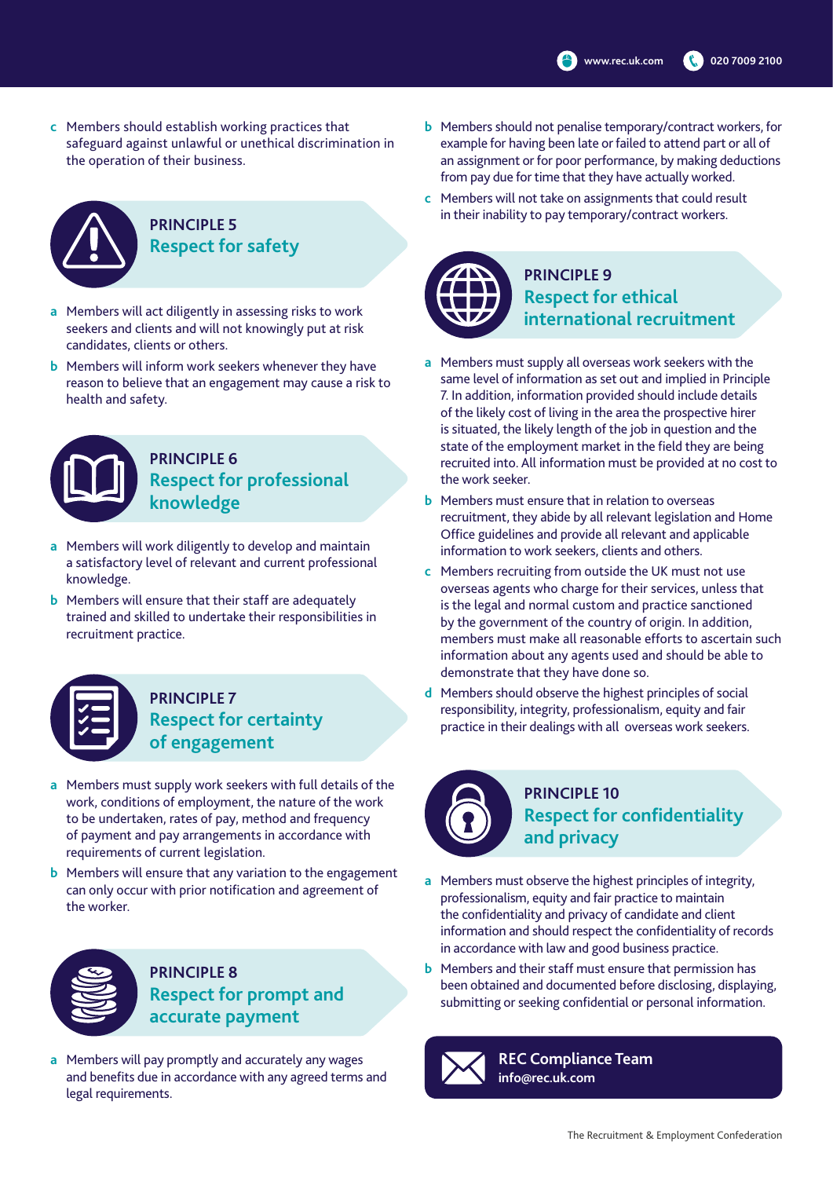c Members should establish working practices that safeguard against unlawful or unethical discrimination in the operation of their business.

## PRINCIPLE 5
## Respect for safety

a Members will act diligently in assessing risks to work seekers and clients and will not knowingly put at risk candidates, clients or others.

b Members will inform work seekers whenever they have reason to believe that an engagement may cause a risk to health and safety.

## PRINCIPLE 6
## Respect for professional knowledge

a Members will work diligently to develop and maintain a satisfactory level of relevant and current professional knowledge.

b Members will ensure that their staff are adequately trained and skilled to undertake their responsibilities in recruitment practice.

## PRINCIPLE 7
## Respect for certainty of engagement

a Members must supply work seekers with full details of the work, conditions of employment, the nature of the work to be undertaken, rates of pay, method and frequency of payment and pay arrangements in accordance with requirements of current legislation.

b Members will ensure that any variation to the engagement can only occur with prior notification and agreement of the worker.

## PRINCIPLE 8
## Respect for prompt and accurate payment

a Members will pay promptly and accurately any wages and benefits due in accordance with any agreed terms and legal requirements.

b Members should not penalise temporary/contract workers, for example for having been late or failed to attend part or all of an assignment or for poor performance, by making deductions from pay due for time that they have actually worked.

c Members will not take on assignments that could result in their inability to pay temporary/contract workers.

## PRINCIPLE 9
## Respect for ethical international recruitment

a Members must supply all overseas work seekers with the same level of information as set out and implied in Principle 7. In addition, information provided should include details of the likely cost of living in the area the prospective hirer is situated, the likely length of the job in question and the state of the employment market in the field they are being recruited into. All information must be provided at no cost to the work seeker.

b Members must ensure that in relation to overseas recruitment, they abide by all relevant legislation and Home Office guidelines and provide all relevant and applicable information to work seekers, clients and others.

c Members recruiting from outside the UK must not use overseas agents who charge for their services, unless that is the legal and normal custom and practice sanctioned by the government of the country of origin. In addition, members must make all reasonable efforts to ascertain such information about any agents used and should be able to demonstrate that they have done so.

d Members should observe the highest principles of social responsibility, integrity, professionalism, equity and fair practice in their dealings with all overseas work seekers.

## PRINCIPLE 10
## Respect for confidentiality and privacy

a Members must observe the highest principles of integrity, professionalism, equity and fair practice to maintain the confidentiality and privacy of candidate and client information and should respect the confidentiality of records in accordance with law and good business practice.

b Members and their staff must ensure that permission has been obtained and documented before disclosing, displaying, submitting or seeking confidential or personal information.

**REC Compliance Team**
**info@rec.uk.com**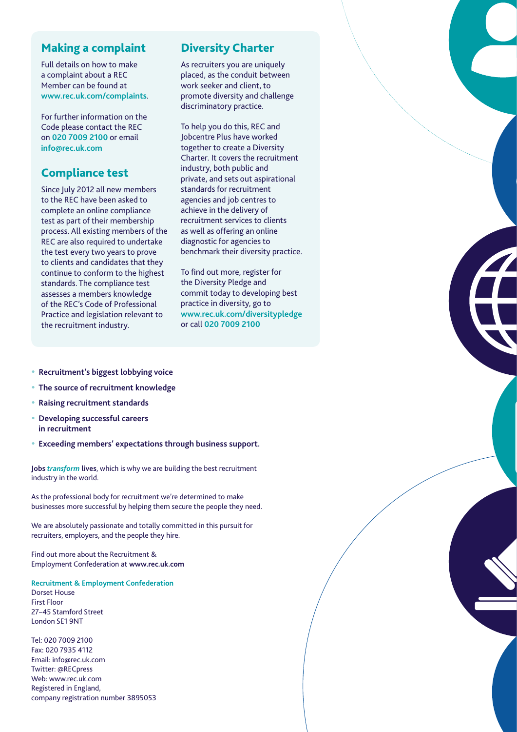## Making a complaint

Full details on how to make a complaint about a REC Member can be found at **www.rec.uk.com/complaints**.

For further information on the Code please contact the REC on **020 7009 2100** or email **info@rec.uk.com**

## Compliance test

Since July 2012 all new members to the REC have been asked to complete an online compliance test as part of their membership process. All existing members of the REC are also required to undertake the test every two years to prove to clients and candidates that they continue to conform to the highest standards. The compliance test assesses a members knowledge of the REC's Code of Professional Practice and legislation relevant to the recruitment industry.

## Diversity Charter

As recruiters you are uniquely placed, as the conduit between work seeker and client, to promote diversity and challenge discriminatory practice.

To help you do this, REC and Jobcentre Plus have worked together to create a Diversity Charter. It covers the recruitment industry, both public and private, and sets out aspirational standards for recruitment agencies and job centres to achieve in the delivery of recruitment services to clients as well as offering an online diagnostic for agencies to benchmark their diversity practice.

To find out more, register for the Diversity Pledge and commit today to developing best practice in diversity, go to **www.rec.uk.com/diversitypledge** or call **020 7009 2100**

- **Recruitment's biggest lobbying voice**
- **The source of recruitment knowledge**
- **Raising recruitment standards**
- **Developing successful careers in recruitment**
- **Exceeding members' expectations through business support.**

**Jobs *transform* lives**, which is why we are building the best recruitment industry in the world.

As the professional body for recruitment we're determined to make businesses more successful by helping them secure the people they need.

We are absolutely passionate and totally committed in this pursuit for recruiters, employers, and the people they hire.

Find out more about the Recruitment & Employment Confederation at **www.rec.uk.com**

**Recruitment & Employment Confederation**
Dorset House
First Floor
27–45 Stamford Street
London SE1 9NT

Tel: 020 7009 2100
Fax: 020 7935 4112
Email: info@rec.uk.com
Twitter: @RECpress
Web: www.rec.uk.com
Registered in England,
company registration number 3895053